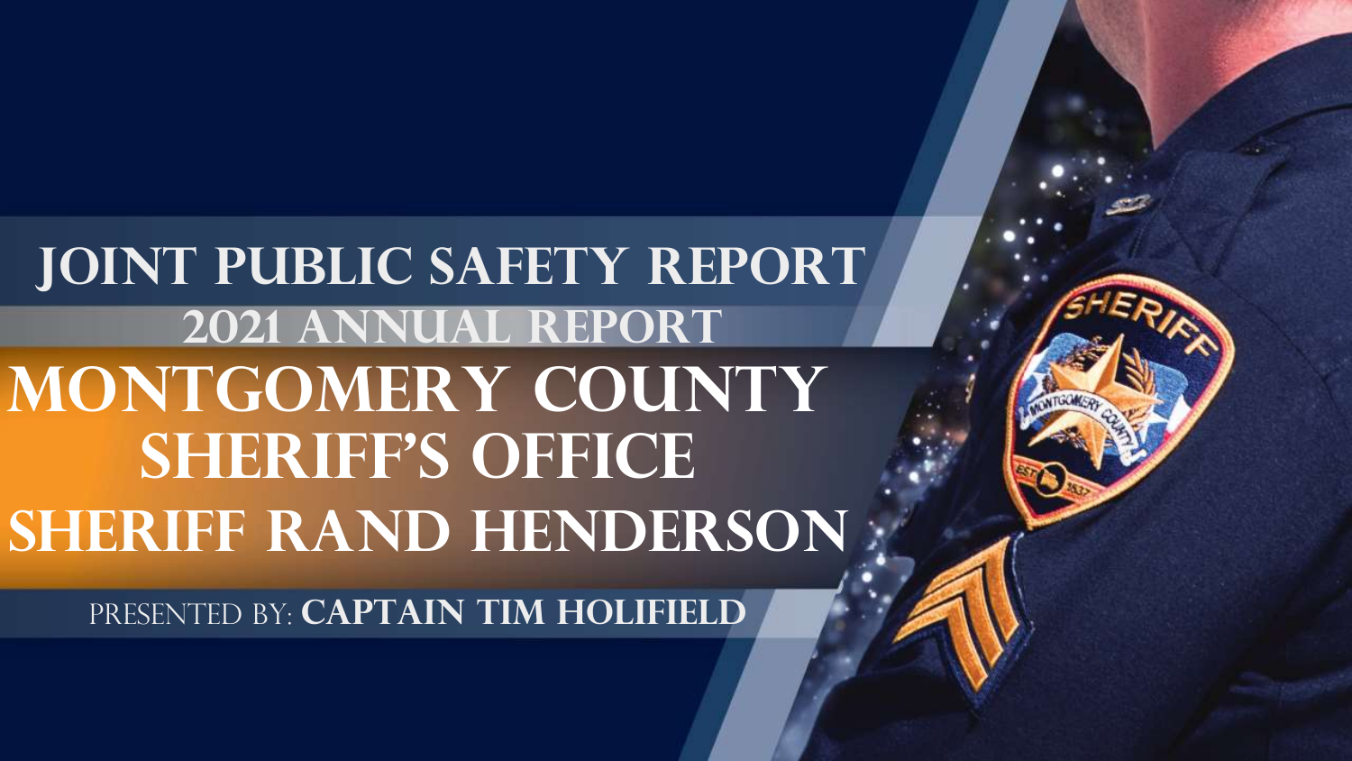# JOINT PUBLIC SAFETY REPORT

## 2021 ANNUAL REPORT

# MONTGOMERY COUNTY SHERIFF'S OFFICE

# SHERIFF RAND HENDERSON

PRESENTED BY: **CAPTAIN TIM HOLIFIELD**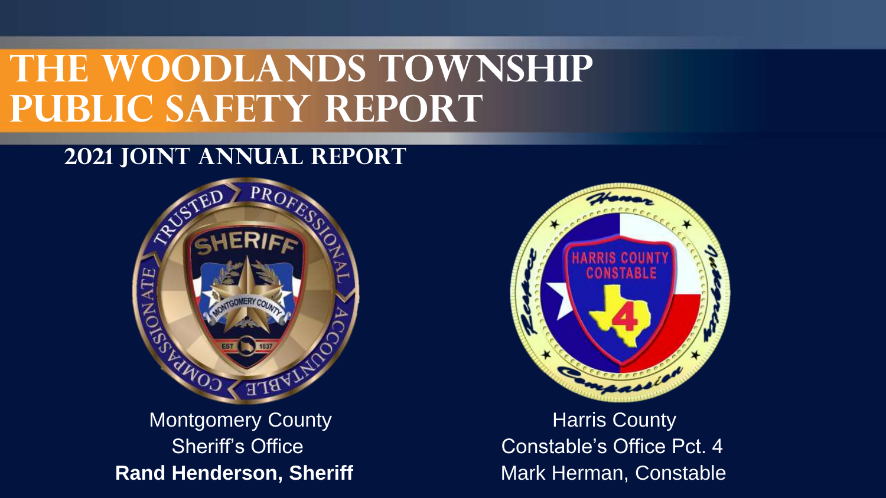# The Woodlands Township Public Safety Report

## 2021 Joint Annual Report

Montgomery County
Sheriff's Office
**Rand Henderson, Sheriff**

Harris County
Constable's Office Pct. 4
Mark Herman, Constable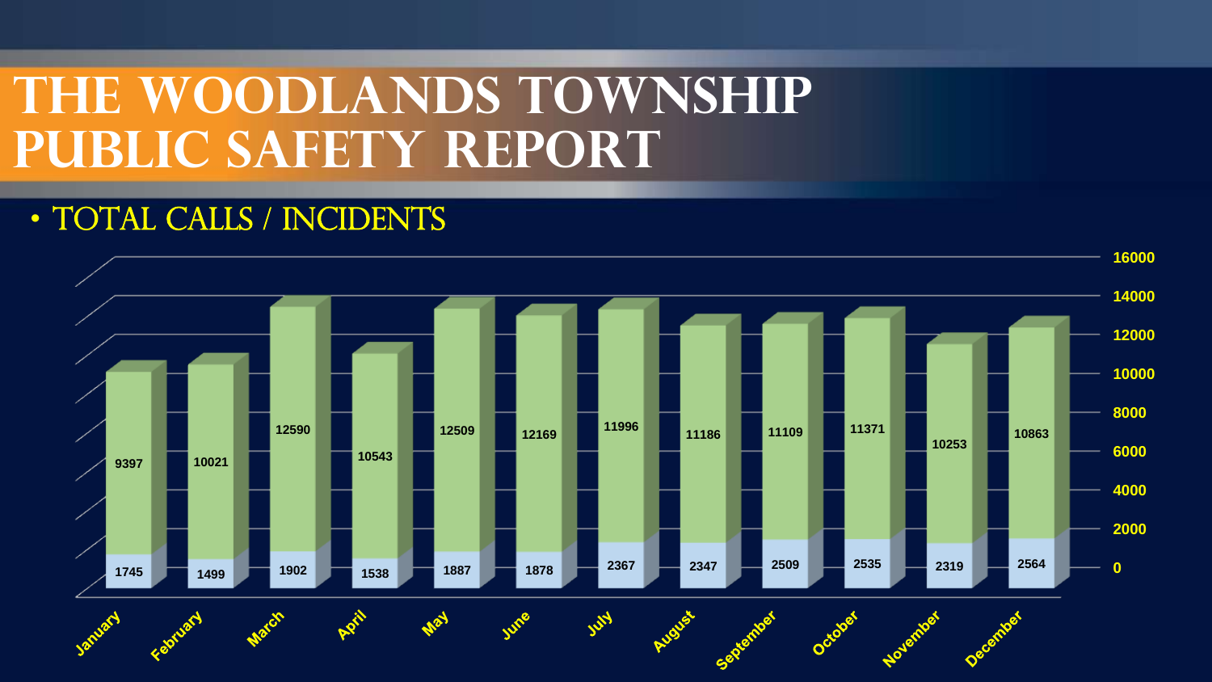# THE WOODLANDS TOWNSHIP PUBLIC SAFETY REPORT

- TOTAL CALLS / INCIDENTS

| Month | Series 1 (lower) | Series 2 (upper) |
|---|---|---|
| January | 1745 | 9397 |
| February | 1499 | 10021 |
| March | 1902 | 12590 |
| April | 1538 | 10543 |
| May | 1887 | 12509 |
| June | 1878 | 12169 |
| July | 2367 | 11996 |
| August | 2347 | 11186 |
| September | 2509 | 11109 |
| October | 2535 | 11371 |
| November | 2319 | 10253 |
| December | 2564 | 10863 |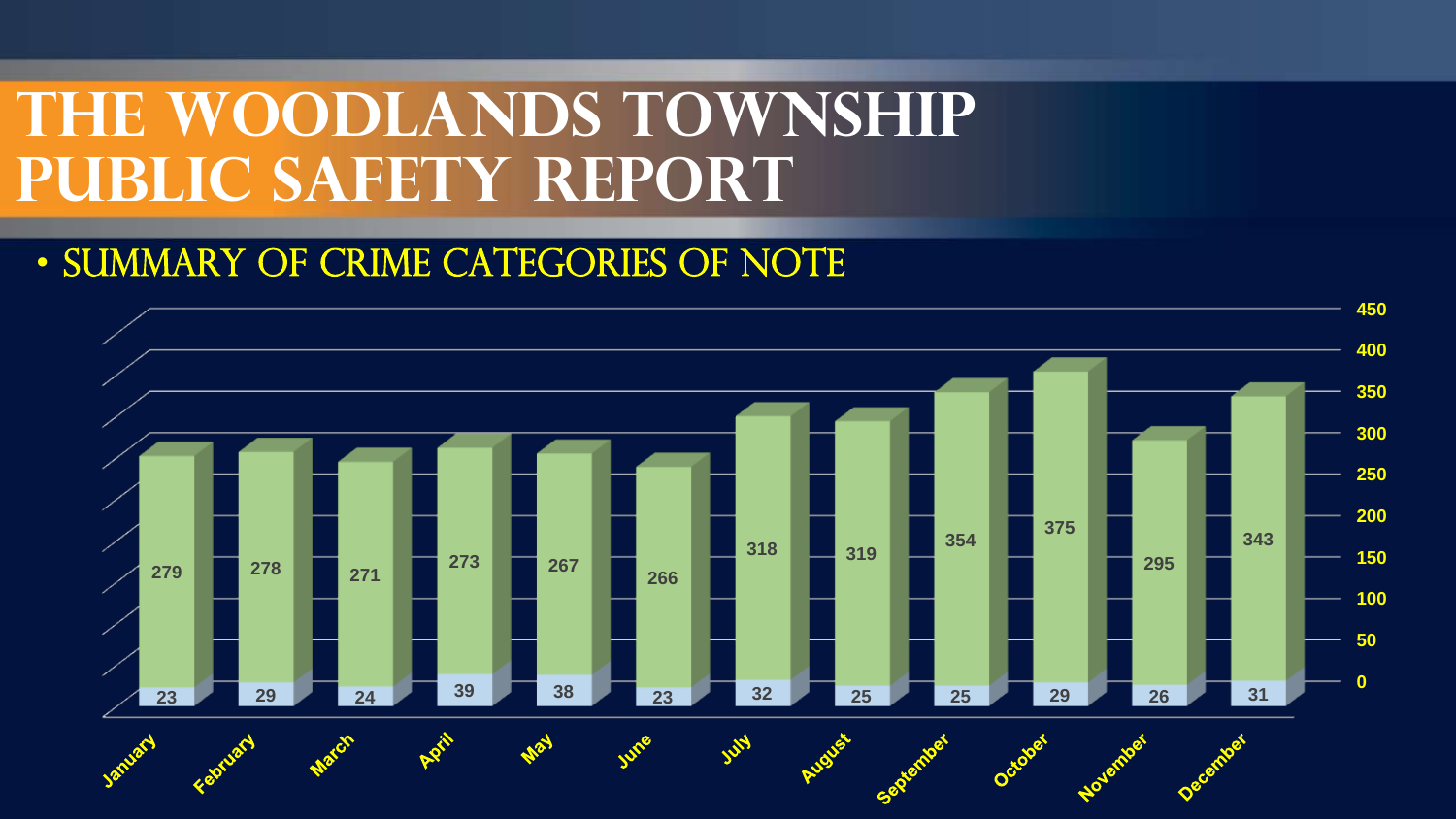# The Woodlands Township Public Safety Report

- Summary of Crime Categories of Note

| Month | Lower Series | Upper Series |
|---|---|---|
| January | 23 | 279 |
| February | 29 | 278 |
| March | 24 | 271 |
| April | 39 | 273 |
| May | 38 | 267 |
| June | 23 | 266 |
| July | 32 | 318 |
| August | 25 | 319 |
| September | 25 | 354 |
| October | 29 | 375 |
| November | 26 | 295 |
| December | 31 | 343 |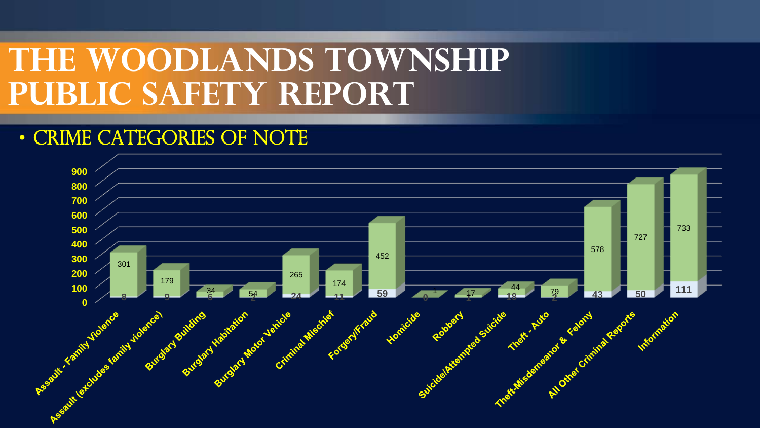# THE WOODLANDS TOWNSHIP PUBLIC SAFETY REPORT

- CRIME CATEGORIES OF NOTE

| Category | Green value | White value |
|---|---|---|
| Assault - Family Violence | 301 | 8 |
| Assault (excludes family violence) | 179 | 9 |
| Burglary Building | 34 | 6 |
| Burglary Habitation | 54 | 2 |
| Burglary Motor Vehicle | 265 | 24 |
| Criminal Mischief | 174 | 11 |
| Forgery/Fraud | 452 | 59 |
| Homicide | 1 | 0 |
| Robbery | 17 | 1 |
| Suicide/Attempted Suicide | 44 | 18 |
| Theft - Auto | 79 | 2 |
| Theft-Misdemeanor & Felony | 578 | 43 |
| All Other Criminal Reports | 727 | 50 |
| Information | 733 | 111 |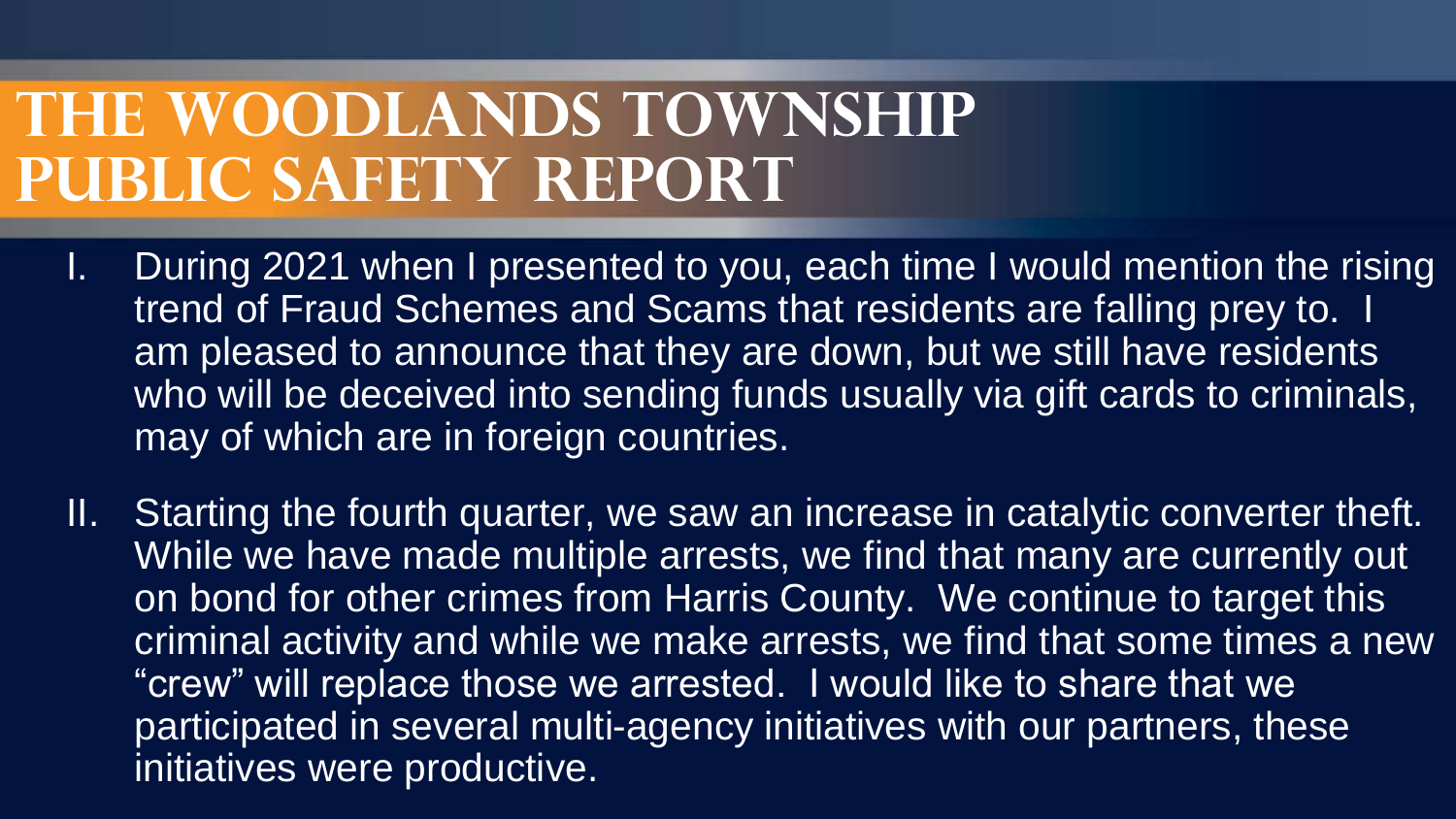# The Woodlands Township Public Safety Report

I. During 2021 when I presented to you, each time I would mention the rising trend of Fraud Schemes and Scams that residents are falling prey to. I am pleased to announce that they are down, but we still have residents who will be deceived into sending funds usually via gift cards to criminals, may of which are in foreign countries.

II. Starting the fourth quarter, we saw an increase in catalytic converter theft. While we have made multiple arrests, we find that many are currently out on bond for other crimes from Harris County. We continue to target this criminal activity and while we make arrests, we find that some times a new "crew" will replace those we arrested. I would like to share that we participated in several multi-agency initiatives with our partners, these initiatives were productive.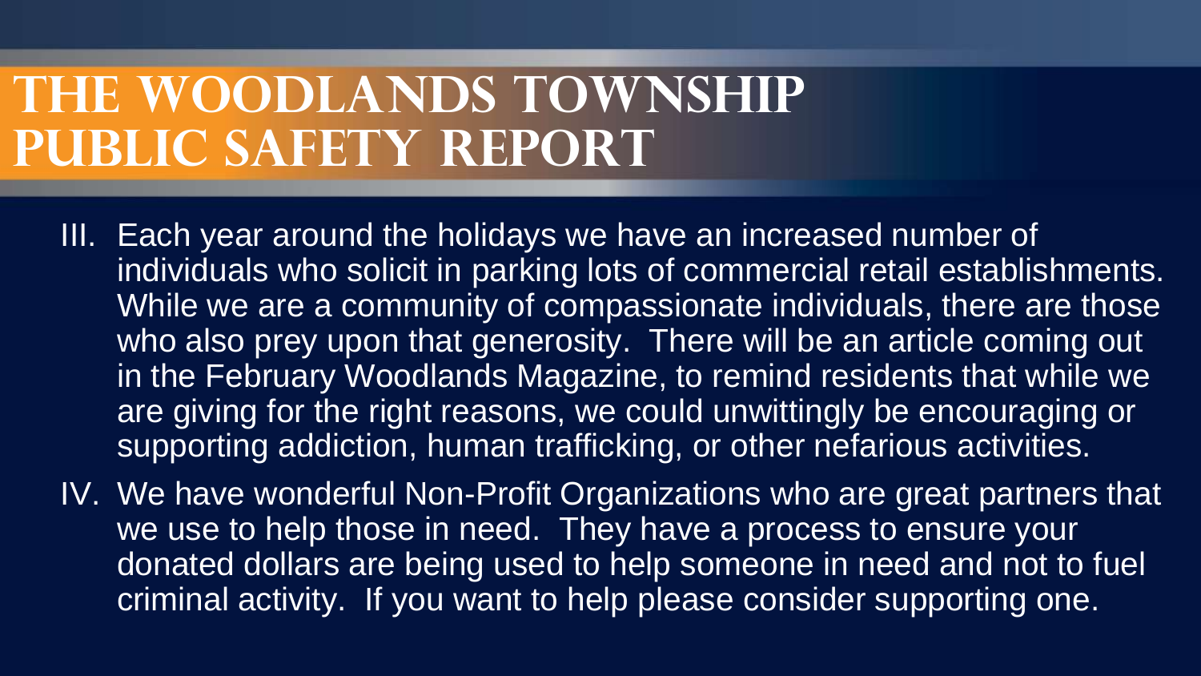# THE WOODLANDS TOWNSHIP PUBLIC SAFETY REPORT

III. Each year around the holidays we have an increased number of individuals who solicit in parking lots of commercial retail establishments. While we are a community of compassionate individuals, there are those who also prey upon that generosity. There will be an article coming out in the February Woodlands Magazine, to remind residents that while we are giving for the right reasons, we could unwittingly be encouraging or supporting addiction, human trafficking, or other nefarious activities.

IV. We have wonderful Non-Profit Organizations who are great partners that we use to help those in need. They have a process to ensure your donated dollars are being used to help someone in need and not to fuel criminal activity. If you want to help please consider supporting one.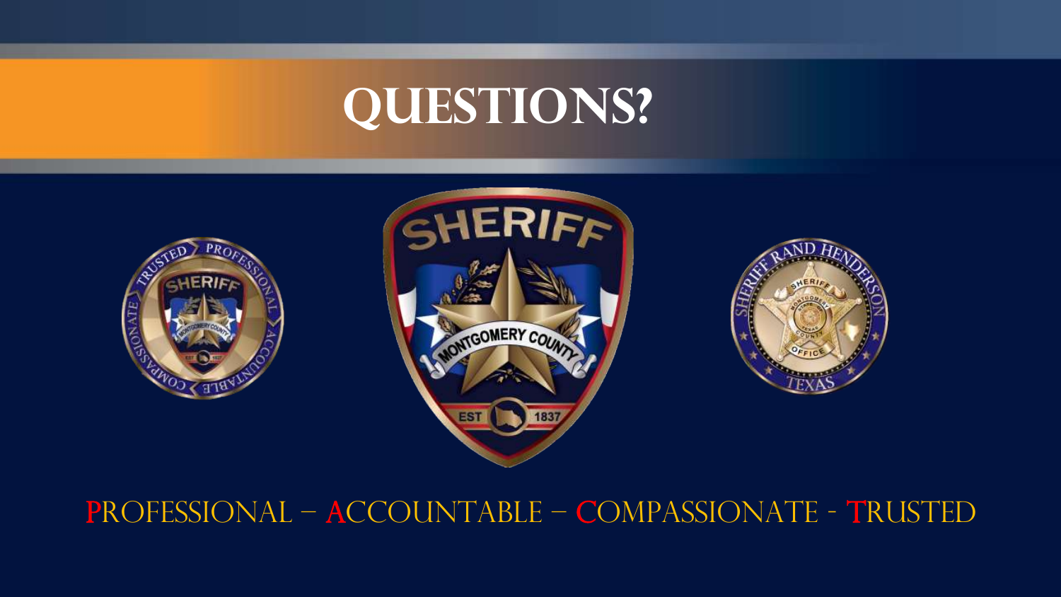# QUESTIONS?

PROFESSIONAL – ACCOUNTABLE – COMPASSIONATE - TRUSTED